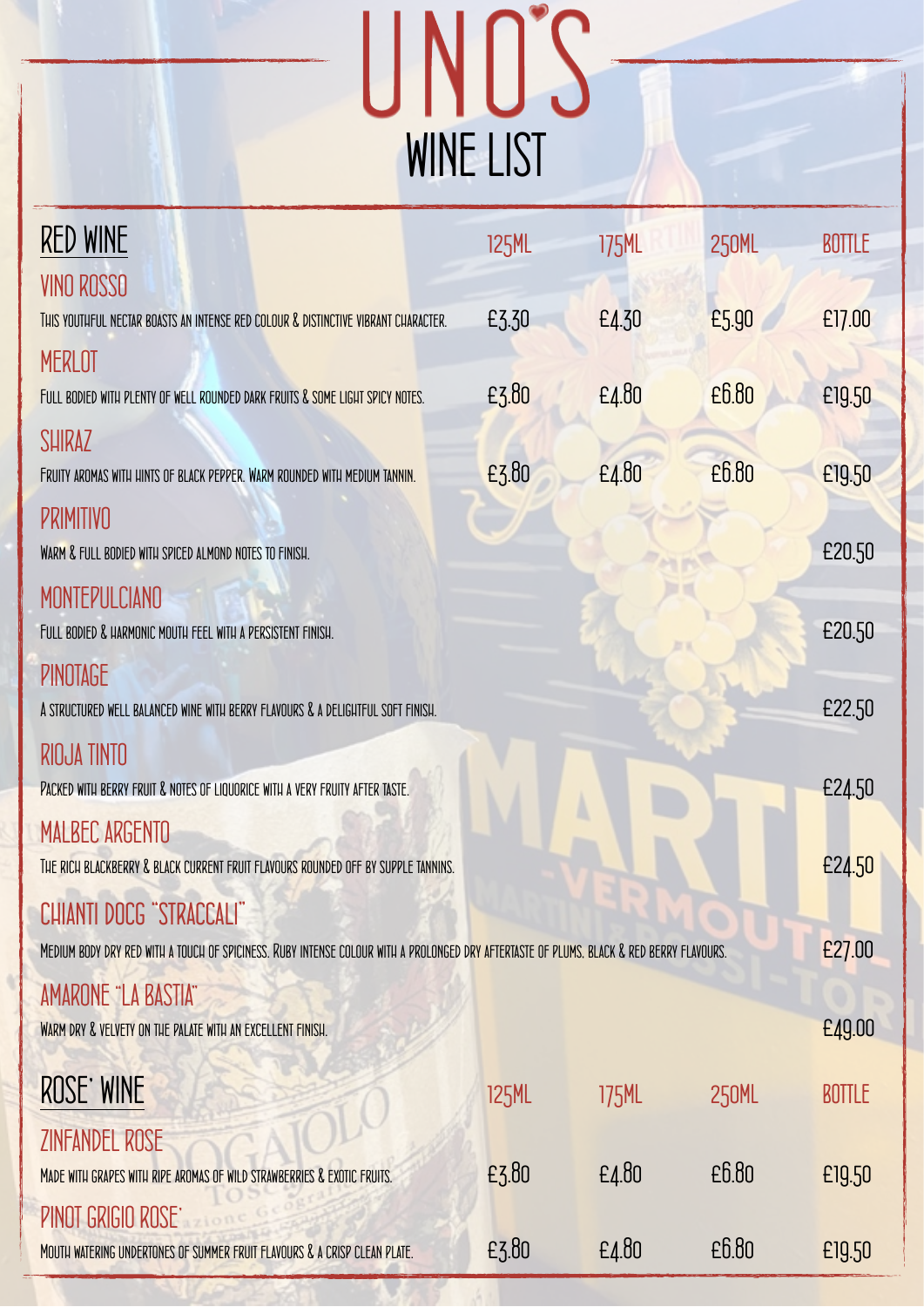# UNO'S

## WINE LIST

| RED WINE | 125ML | 175ML | 250ML | BOTTLE |
|---|---|---|---|---|
| **VINO ROSSO**<br>This youthful nectar boasts an intense red colour & distinctive vibrant character. | £3.30 | £4.30 | £5.90 | £17.00 |
| **MERLOT**<br>Full bodied with plenty of well rounded dark fruits & some light spicy notes. | £3.80 | £4.80 | £6.80 | £19.50 |
| **SHIRAZ**<br>Fruity aromas with hints of black pepper. Warm rounded with medium tannin. | £3.80 | £4.80 | £6.80 | £19.50 |
| **PRIMITIVO**<br>Warm & full bodied with spiced almond notes to finish. | | | | £20.50 |
| **MONTEPULCIANO**<br>Full bodied & harmonic mouth feel with a persistent finish. | | | | £20.50 |
| **PINOTAGE**<br>A structured well balanced wine with berry flavours & a delightful soft finish. | | | | £22.50 |
| **RIOJA TINTO**<br>Packed with berry fruit & notes of liquorice with a very fruity after taste. | | | | £24.50 |
| **MALBEC ARGENTO**<br>The rich blackberry & black current fruit flavours rounded off by supple tannins. | | | | £24.50 |
| **CHIANTI DOCG "STRACCALI"**<br>Medium body dry red with a touch of spiciness. Ruby intense colour with a prolonged dry aftertaste of plums, black & red berry flavours. | | | | £27.00 |
| **AMARONE "LA BASTIA"**<br>Warm dry & velvety on the palate with an excellent finish. | | | | £49.00 |

| ROSE' WINE | 125ML | 175ML | 250ML | BOTTLE |
|---|---|---|---|---|
| **ZINFANDEL ROSE**<br>Made with grapes with ripe aromas of wild strawberries & exotic fruits. | £3.80 | £4.80 | £6.80 | £19.50 |
| **PINOT GRIGIO ROSE'**<br>Mouth watering undertones of summer fruit flavours & a crisp clean plate. | £3.80 | £4.80 | £6.80 | £19.50 |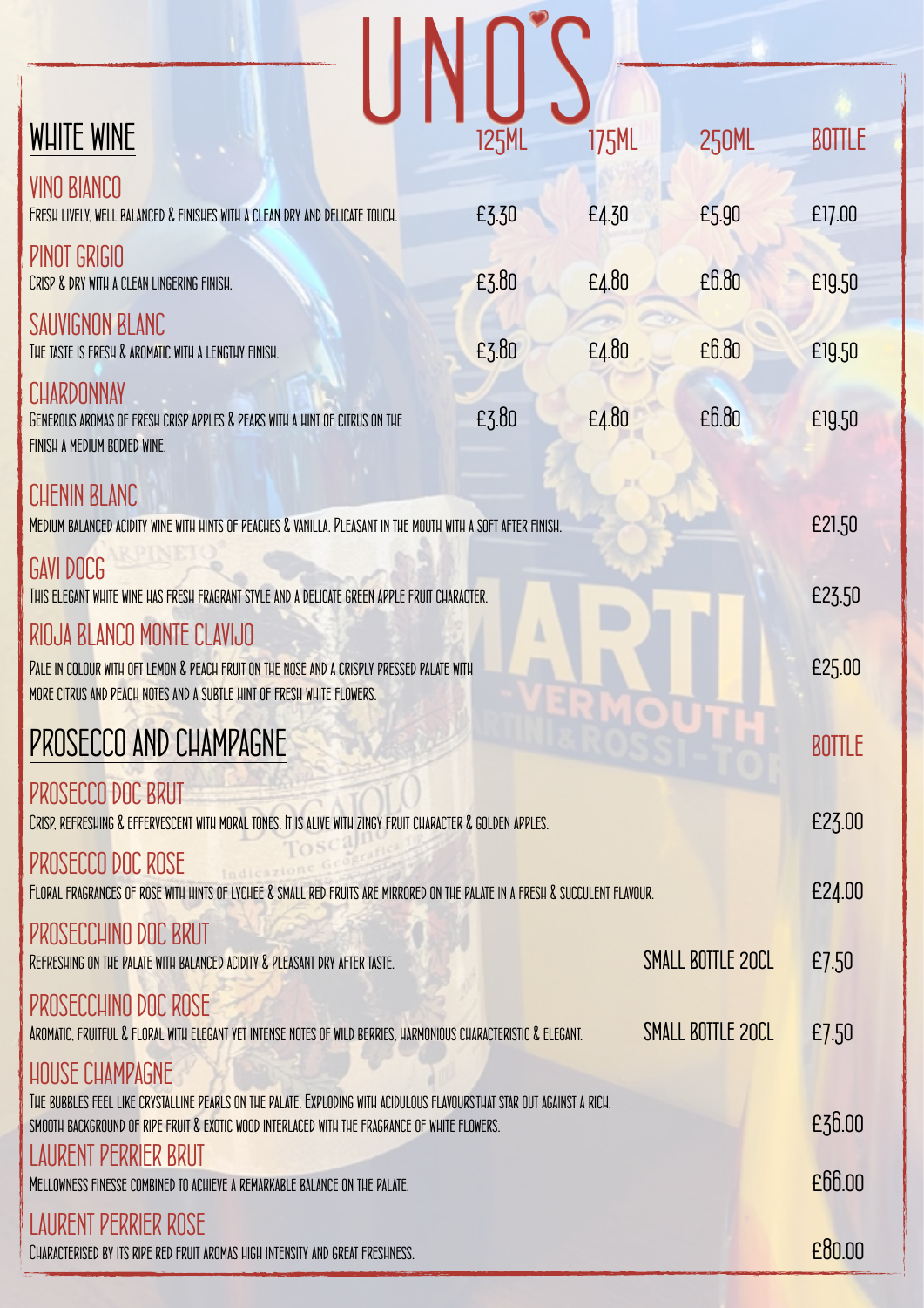# UNO'S

## WHITE WINE

| | 125ML | 175ML | 250ML | BOTTLE |
|---|---|---|---|---|
| **VINO BIANCO**<br>Fresh lively, well balanced & finishes with a clean dry and delicate touch. | £3.30 | £4.30 | £5.90 | £17.00 |
| **PINOT GRIGIO**<br>Crisp & dry with a clean lingering finish. | £3.80 | £4.80 | £6.80 | £19.50 |
| **SAUVIGNON BLANC**<br>The taste is fresh & aromatic with a lengthy finish. | £3.80 | £4.80 | £6.80 | £19.50 |
| **CHARDONNAY**<br>Generous aromas of fresh crisp apples & pears with a hint of citrus on the finish a medium bodied wine. | £3.80 | £4.80 | £6.80 | £19.50 |
| **CHENIN BLANC**<br>Medium balanced acidity wine with hints of peaches & vanilla. Pleasant in the mouth with a soft after finish. | | | | £21.50 |
| **GAVI DOCG**<br>This elegant white wine has fresh fragrant style and a delicate green apple fruit character. | | | | £23.50 |
| **RIOJA BLANCO MONTE CLAVIJO**<br>Pale in colour with oft lemon & peach fruit on the nose and a crisply pressed palate with more citrus and peach notes and a subtle hint of fresh white flowers. | | | | £25.00 |

## PROSECCO AND CHAMPAGNE

| | | BOTTLE |
|---|---|---|
| **PROSECCO DOC BRUT**<br>Crisp, refreshing & effervescent with moral tones. It is alive with zingy fruit character & golden apples. | | £23.00 |
| **PROSECCO DOC ROSE**<br>Floral fragrances of rose with hints of lychee & small red fruits are mirrored on the palate in a fresh & succulent flavour. | | £24.00 |
| **PROSECCHINO DOC BRUT**<br>Refreshing on the palate with balanced acidity & pleasant dry after taste. | Small bottle 20cl | £7.50 |
| **PROSECCHINO DOC ROSE**<br>Aromatic, fruitful & floral with elegant yet intense notes of wild berries, harmonious characteristic & elegant. | Small bottle 20cl | £7.50 |
| **HOUSE CHAMPAGNE**<br>The bubbles feel like crystalline pearls on the palate. Exploding with acidulous flavours that star out against a rich, smooth background of ripe fruit & exotic wood interlaced with the fragrance of white flowers. | | £36.00 |
| **LAURENT PERRIER BRUT**<br>Mellowness finesse combined to achieve a remarkable balance on the palate. | | £66.00 |
| **LAURENT PERRIER ROSE**<br>Characterised by its ripe red fruit aromas high intensity and great freshness. | | £80.00 |